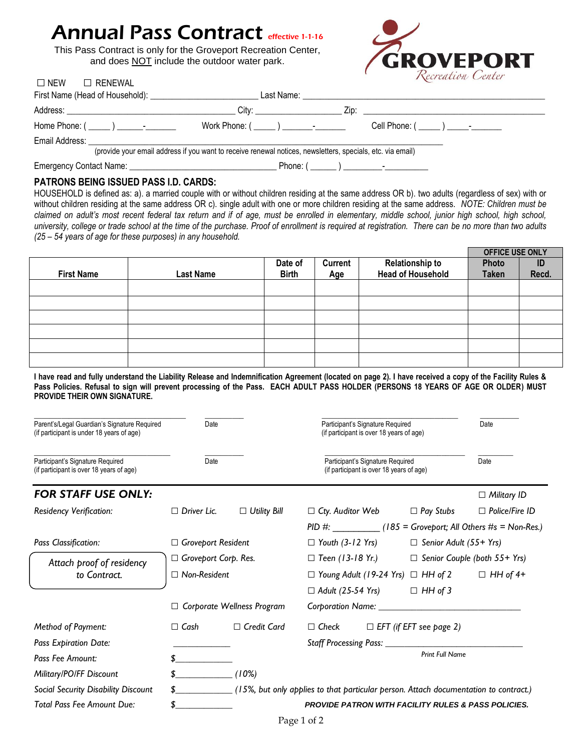# Annual Pass Contract effective 1-1-16

This Pass Contract is only for the Groveport Recreation Center, and does NOT include the outdoor water park.

GROVEPORT Recreation Center

☐ NEW ☐ RENEWAL

First Name (Head of Household): ______________________ Last Name: ______________________

Address: ______________________ City: ______________ Zip: ______________________

Home Phone: ( _____ ) ______-_______ Work Phone: ( _____ ) _______-_______ Cell Phone: ( _____ ) _____-_______

Email Address: ______________________________________________

(provide your email address if you want to receive renewal notices, newsletters, specials, etc. via email)

Emergency Contact Name: ______________________________ Phone: ( ______ ) _________-__________

## PATRONS BEING ISSUED PASS I.D. CARDS:

HOUSEHOLD is defined as: a). a married couple with or without children residing at the same address OR b). two adults (regardless of sex) with or without children residing at the same address OR c). single adult with one or more children residing at the same address. *NOTE: Children must be claimed on adult's most recent federal tax return and if of age, must be enrolled in elementary, middle school, junior high school, high school, university, college or trade school at the time of the purchase. Proof of enrollment is required at registration. There can be no more than two adults (25 – 54 years of age for these purposes) in any household.*

| | | | | | OFFICE USE ONLY | |
|---|---|---|---|---|---|---|
| **First Name** | **Last Name** | **Date of Birth** | **Current Age** | **Relationship to Head of Household** | **Photo Taken** | **ID Recd.** |
| | | | | | | |
| | | | | | | |
| | | | | | | |
| | | | | | | |
| | | | | | | |
| | | | | | | |

**I have read and fully understand the Liability Release and Indemnification Agreement (located on page 2). I have received a copy of the Facility Rules & Pass Policies. Refusal to sign will prevent processing of the Pass. EACH ADULT PASS HOLDER (PERSONS 18 YEARS OF AGE OR OLDER) MUST PROVIDE THEIR OWN SIGNATURE.**

______________________________ Parent's/Legal Guardian's Signature Required (if participant is under 18 years of age) __________ Date

______________________________ Participant's Signature Required (if participant is over 18 years of age) __________ Date

______________________________ Participant's Signature Required (if participant is over 18 years of age) __________ Date

______________________________ Participant's Signature Required (if participant is over 18 years of age) __________ Date

## *FOR STAFF USE ONLY:*

*Residency Verification:* ☐ *Driver Lic.* ☐ *Utility Bill* ☐ *Cty. Auditor Web* ☐ *Pay Stubs* ☐ *Military ID* ☐ *Police/Fire ID*

*PID #: __________ (185 = Groveport; All Others #s = Non-Res.)*

*Pass Classification:* ☐ *Groveport Resident* ☐ *Groveport Corp. Res.* ☐ *Non-Resident*

☐ *Youth (3-12 Yrs)* ☐ *Senior Adult (55+ Yrs)*
☐ *Teen (13-18 Yr.)* ☐ *Senior Couple (both 55+ Yrs)*
☐ *Young Adult (19-24 Yrs)* ☐ *HH of 2* ☐ *HH of 4+*
☐ *Adult (25-54 Yrs)* ☐ *HH of 3*

*Attach proof of residency to Contract.*

☐ *Corporate Wellness Program* *Corporation Name: ______________________________*

*Method of Payment:* ☐ *Cash* ☐ *Credit Card* ☐ *Check* ☐ *EFT (if EFT see page 2)*

*Pass Expiration Date:* ____________ *Staff Processing Pass: ______________________________*
*Print Full Name*

*Pass Fee Amount:* $____________

*Military/PO/FF Discount* $____________ *(10%)*

*Social Security Disability Discount* $____________ *(15%, but only applies to that particular person. Attach documentation to contract.)*

*Total Pass Fee Amount Due:* $____________ ***PROVIDE PATRON WITH FACILITY RULES & PASS POLICIES.***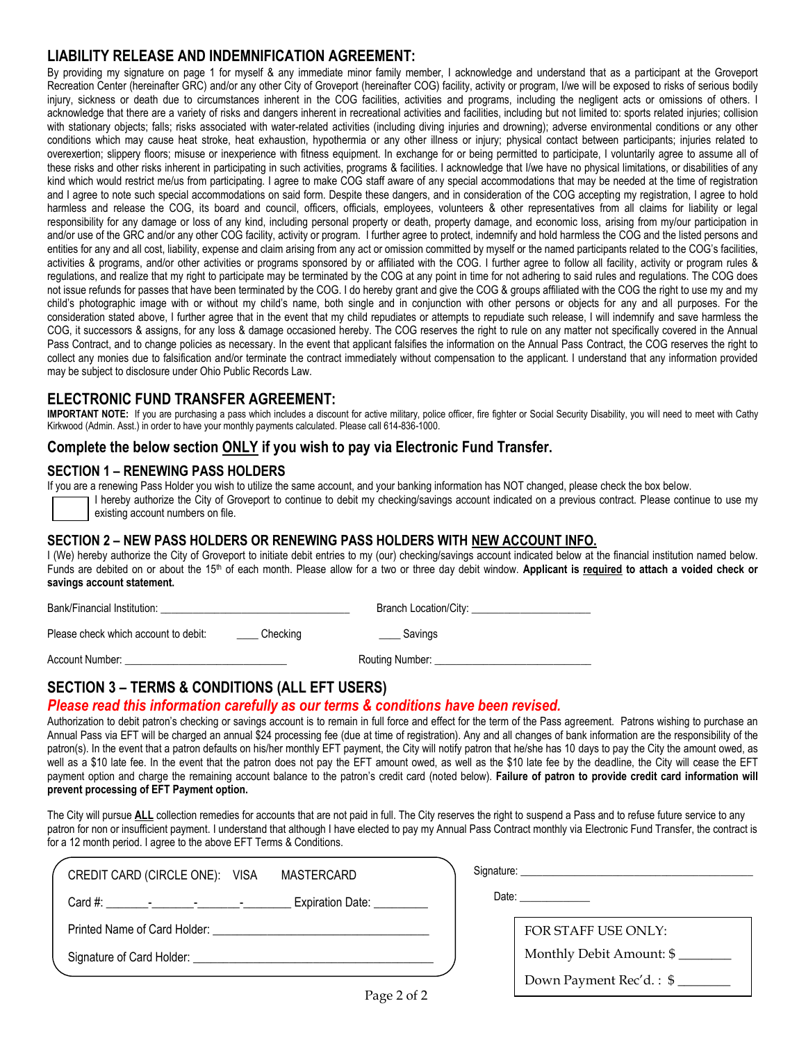## LIABILITY RELEASE AND INDEMNIFICATION AGREEMENT:

By providing my signature on page 1 for myself & any immediate minor family member, I acknowledge and understand that as a participant at the Groveport Recreation Center (hereinafter GRC) and/or any other City of Groveport (hereinafter COG) facility, activity or program, I/we will be exposed to risks of serious bodily injury, sickness or death due to circumstances inherent in the COG facilities, activities and programs, including the negligent acts or omissions of others. I acknowledge that there are a variety of risks and dangers inherent in recreational activities and facilities, including but not limited to: sports related injuries; collision with stationary objects; falls; risks associated with water-related activities (including diving injuries and drowning); adverse environmental conditions or any other conditions which may cause heat stroke, heat exhaustion, hypothermia or any other illness or injury; physical contact between participants; injuries related to overexertion; slippery floors; misuse or inexperience with fitness equipment. In exchange for or being permitted to participate, I voluntarily agree to assume all of these risks and other risks inherent in participating in such activities, programs & facilities. I acknowledge that I/we have no physical limitations, or disabilities of any kind which would restrict me/us from participating. I agree to make COG staff aware of any special accommodations that may be needed at the time of registration and I agree to note such special accommodations on said form. Despite these dangers, and in consideration of the COG accepting my registration, I agree to hold harmless and release the COG, its board and council, officers, officials, employees, volunteers & other representatives from all claims for liability or legal responsibility for any damage or loss of any kind, including personal property or death, property damage, and economic loss, arising from my/our participation in and/or use of the GRC and/or any other COG facility, activity or program. I further agree to protect, indemnify and hold harmless the COG and the listed persons and entities for any and all cost, liability, expense and claim arising from any act or omission committed by myself or the named participants related to the COG's facilities, activities & programs, and/or other activities or programs sponsored by or affiliated with the COG. I further agree to follow all facility, activity or program rules & regulations, and realize that my right to participate may be terminated by the COG at any point in time for not adhering to said rules and regulations. The COG does not issue refunds for passes that have been terminated by the COG. I do hereby grant and give the COG & groups affiliated with the COG the right to use my and my child's photographic image with or without my child's name, both single and in conjunction with other persons or objects for any and all purposes. For the consideration stated above, I further agree that in the event that my child repudiates or attempts to repudiate such release, I will indemnify and save harmless the COG, it successors & assigns, for any loss & damage occasioned hereby. The COG reserves the right to rule on any matter not specifically covered in the Annual Pass Contract, and to change policies as necessary. In the event that applicant falsifies the information on the Annual Pass Contract, the COG reserves the right to collect any monies due to falsification and/or terminate the contract immediately without compensation to the applicant. I understand that any information provided may be subject to disclosure under Ohio Public Records Law.

## ELECTRONIC FUND TRANSFER AGREEMENT:

**IMPORTANT NOTE:** If you are purchasing a pass which includes a discount for active military, police officer, fire fighter or Social Security Disability, you will need to meet with Cathy Kirkwood (Admin. Asst.) in order to have your monthly payments calculated. Please call 614-836-1000.

## Complete the below section <u>ONLY</u> if you wish to pay via Electronic Fund Transfer.

### SECTION 1 – RENEWING PASS HOLDERS

If you are a renewing Pass Holder you wish to utilize the same account, and your banking information has NOT changed, please check the box below.

☐ I hereby authorize the City of Groveport to continue to debit my checking/savings account indicated on a previous contract. Please continue to use my existing account numbers on file.

### SECTION 2 – NEW PASS HOLDERS OR RENEWING PASS HOLDERS WITH <u>NEW ACCOUNT INFO.</u>

I (We) hereby authorize the City of Groveport to initiate debit entries to my (our) checking/savings account indicated below at the financial institution named below. Funds are debited on or about the 15th of each month. Please allow for a two or three day debit window. **Applicant is <u>required</u> to attach a voided check or savings account statement.**

Bank/Financial Institution: ______________________________ Branch Location/City: ____________________

Please check which account to debit: ____ Checking ____ Savings

Account Number: __________________________ Routing Number: _________________________

### SECTION 3 – TERMS & CONDITIONS (ALL EFT USERS)

***Please read this information carefully as our terms & conditions have been revised.***

Authorization to debit patron's checking or savings account is to remain in full force and effect for the term of the Pass agreement. Patrons wishing to purchase an Annual Pass via EFT will be charged an annual $24 processing fee (due at time of registration). Any and all changes of bank information are the responsibility of the patron(s). In the event that a patron defaults on his/her monthly EFT payment, the City will notify patron that he/she has 10 days to pay the City the amount owed, as well as a $10 late fee. In the event that the patron does not pay the EFT amount owed, as well as the $10 late fee by the deadline, the City will cease the EFT payment option and charge the remaining account balance to the patron's credit card (noted below). **Failure of patron to provide credit card information will prevent processing of EFT Payment option.**

The City will pursue <u>**ALL**</u> collection remedies for accounts that are not paid in full. The City reserves the right to suspend a Pass and to refuse future service to any patron for non or insufficient payment. I understand that although I have elected to pay my Annual Pass Contract monthly via Electronic Fund Transfer, the contract is for a 12 month period. I agree to the above EFT Terms & Conditions.

CREDIT CARD (CIRCLE ONE): VISA MASTERCARD

Card #: _______-_______-_______-________ Expiration Date: _________

Printed Name of Card Holder: _________________________________

Signature of Card Holder: ____________________________________

Signature: ________________________________________

Date: ____________

FOR STAFF USE ONLY:

Monthly Debit Amount: $ ________

Down Payment Rec'd. : $ ________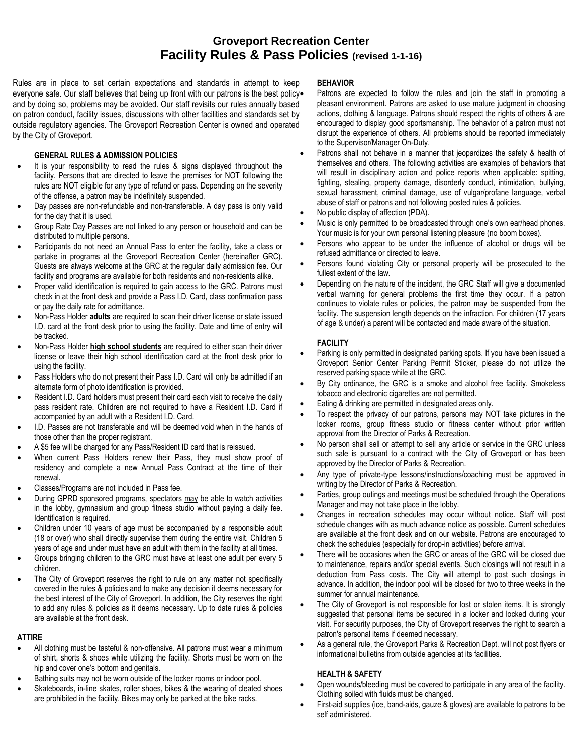# Groveport Recreation Center
## Facility Rules & Pass Policies (revised 1-1-16)

Rules are in place to set certain expectations and standards in attempt to keep everyone safe. Our staff believes that being up front with our patrons is the best policy and by doing so, problems may be avoided. Our staff revisits our rules annually based on patron conduct, facility issues, discussions with other facilities and standards set by outside regulatory agencies. The Groveport Recreation Center is owned and operated by the City of Groveport.

### GENERAL RULES & ADMISSION POLICIES

- It is your responsibility to read the rules & signs displayed throughout the facility. Persons that are directed to leave the premises for NOT following the rules are NOT eligible for any type of refund or pass. Depending on the severity of the offense, a patron may be indefinitely suspended.
- Day passes are non-refundable and non-transferable. A day pass is only valid for the day that it is used.
- Group Rate Day Passes are not linked to any person or household and can be distributed to multiple persons.
- Participants do not need an Annual Pass to enter the facility, take a class or partake in programs at the Groveport Recreation Center (hereinafter GRC). Guests are always welcome at the GRC at the regular daily admission fee. Our facility and programs are available for both residents and non-residents alike.
- Proper valid identification is required to gain access to the GRC. Patrons must check in at the front desk and provide a Pass I.D. Card, class confirmation pass or pay the daily rate for admittance.
- Non-Pass Holder **adults** are required to scan their driver license or state issued I.D. card at the front desk prior to using the facility. Date and time of entry will be tracked.
- Non-Pass Holder **high school students** are required to either scan their driver license or leave their high school identification card at the front desk prior to using the facility.
- Pass Holders who do not present their Pass I.D. Card will only be admitted if an alternate form of photo identification is provided.
- Resident I.D. Card holders must present their card each visit to receive the daily pass resident rate. Children are not required to have a Resident I.D. Card if accompanied by an adult with a Resident I.D. Card.
- I.D. Passes are not transferable and will be deemed void when in the hands of those other than the proper registrant.
- A $5 fee will be charged for any Pass/Resident ID card that is reissued.
- When current Pass Holders renew their Pass, they must show proof of residency and complete a new Annual Pass Contract at the time of their renewal.
- Classes/Programs are not included in Pass fee.
- During GPRD sponsored programs, spectators may be able to watch activities in the lobby, gymnasium and group fitness studio without paying a daily fee. Identification is required.
- Children under 10 years of age must be accompanied by a responsible adult (18 or over) who shall directly supervise them during the entire visit. Children 5 years of age and under must have an adult with them in the facility at all times.
- Groups bringing children to the GRC must have at least one adult per every 5 children.
- The City of Groveport reserves the right to rule on any matter not specifically covered in the rules & policies and to make any decision it deems necessary for the best interest of the City of Groveport. In addition, the City reserves the right to add any rules & policies as it deems necessary. Up to date rules & policies are available at the front desk.

### ATTIRE

- All clothing must be tasteful & non-offensive. All patrons must wear a minimum of shirt, shorts & shoes while utilizing the facility. Shorts must be worn on the hip and cover one's bottom and genitals.
- Bathing suits may not be worn outside of the locker rooms or indoor pool.
- Skateboards, in-line skates, roller shoes, bikes & the wearing of cleated shoes are prohibited in the facility. Bikes may only be parked at the bike racks.

### BEHAVIOR

- Patrons are expected to follow the rules and join the staff in promoting a pleasant environment. Patrons are asked to use mature judgment in choosing actions, clothing & language. Patrons should respect the rights of others & are encouraged to display good sportsmanship. The behavior of a patron must not disrupt the experience of others. All problems should be reported immediately to the Supervisor/Manager On-Duty.
- Patrons shall not behave in a manner that jeopardizes the safety & health of themselves and others. The following activities are examples of behaviors that will result in disciplinary action and police reports when applicable: spitting, fighting, stealing, property damage, disorderly conduct, intimidation, bullying, sexual harassment, criminal damage, use of vulgar/profane language, verbal abuse of staff or patrons and not following posted rules & policies.
- No public display of affection (PDA).
- Music is only permitted to be broadcasted through one's own ear/head phones. Your music is for your own personal listening pleasure (no boom boxes).
- Persons who appear to be under the influence of alcohol or drugs will be refused admittance or directed to leave.
- Persons found violating City or personal property will be prosecuted to the fullest extent of the law.
- Depending on the nature of the incident, the GRC Staff will give a documented verbal warning for general problems the first time they occur. If a patron continues to violate rules or policies, the patron may be suspended from the facility. The suspension length depends on the infraction. For children (17 years of age & under) a parent will be contacted and made aware of the situation.

### FACILITY

- Parking is only permitted in designated parking spots. If you have been issued a Groveport Senior Center Parking Permit Sticker, please do not utilize the reserved parking space while at the GRC.
- By City ordinance, the GRC is a smoke and alcohol free facility. Smokeless tobacco and electronic cigarettes are not permitted.
- Eating & drinking are permitted in designated areas only.
- To respect the privacy of our patrons, persons may NOT take pictures in the locker rooms, group fitness studio or fitness center without prior written approval from the Director of Parks & Recreation.
- No person shall sell or attempt to sell any article or service in the GRC unless such sale is pursuant to a contract with the City of Groveport or has been approved by the Director of Parks & Recreation.
- Any type of private-type lessons/instructions/coaching must be approved in writing by the Director of Parks & Recreation.
- Parties, group outings and meetings must be scheduled through the Operations Manager and may not take place in the lobby.
- Changes in recreation schedules may occur without notice. Staff will post schedule changes with as much advance notice as possible. Current schedules are available at the front desk and on our website. Patrons are encouraged to check the schedules (especially for drop-in activities) before arrival.
- There will be occasions when the GRC or areas of the GRC will be closed due to maintenance, repairs and/or special events. Such closings will not result in a deduction from Pass costs. The City will attempt to post such closings in advance. In addition, the indoor pool will be closed for two to three weeks in the summer for annual maintenance.
- The City of Groveport is not responsible for lost or stolen items. It is strongly suggested that personal items be secured in a locker and locked during your visit. For security purposes, the City of Groveport reserves the right to search a patron's personal items if deemed necessary.
- As a general rule, the Groveport Parks & Recreation Dept. will not post flyers or informational bulletins from outside agencies at its facilities.

### HEALTH & SAFETY

- Open wounds/bleeding must be covered to participate in any area of the facility. Clothing soiled with fluids must be changed.
- First-aid supplies (ice, band-aids, gauze & gloves) are available to patrons to be self administered.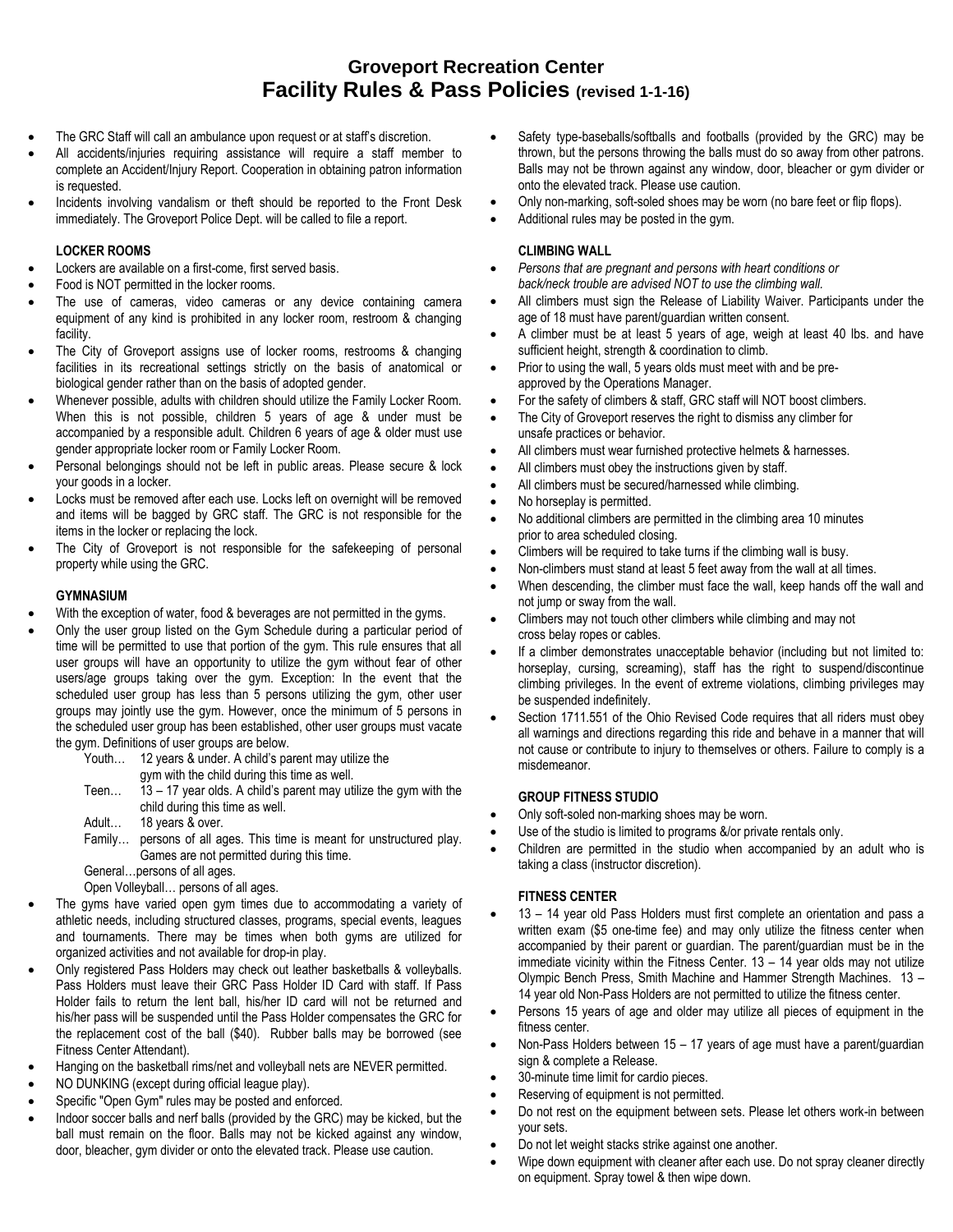# Groveport Recreation Center
## Facility Rules & Pass Policies (revised 1-1-16)

- The GRC Staff will call an ambulance upon request or at staff's discretion.
- All accidents/injuries requiring assistance will require a staff member to complete an Accident/Injury Report. Cooperation in obtaining patron information is requested.
- Incidents involving vandalism or theft should be reported to the Front Desk immediately. The Groveport Police Dept. will be called to file a report.

### LOCKER ROOMS

- Lockers are available on a first-come, first served basis.
- Food is NOT permitted in the locker rooms.
- The use of cameras, video cameras or any device containing camera equipment of any kind is prohibited in any locker room, restroom & changing facility.
- The City of Groveport assigns use of locker rooms, restrooms & changing facilities in its recreational settings strictly on the basis of anatomical or biological gender rather than on the basis of adopted gender.
- Whenever possible, adults with children should utilize the Family Locker Room. When this is not possible, children 5 years of age & under must be accompanied by a responsible adult. Children 6 years of age & older must use gender appropriate locker room or Family Locker Room.
- Personal belongings should not be left in public areas. Please secure & lock your goods in a locker.
- Locks must be removed after each use. Locks left on overnight will be removed and items will be bagged by GRC staff. The GRC is not responsible for the items in the locker or replacing the lock.
- The City of Groveport is not responsible for the safekeeping of personal property while using the GRC.

### GYMNASIUM

- With the exception of water, food & beverages are not permitted in the gyms.
- Only the user group listed on the Gym Schedule during a particular period of time will be permitted to use that portion of the gym. This rule ensures that all user groups will have an opportunity to utilize the gym without fear of other users/age groups taking over the gym. Exception: In the event that the scheduled user group has less than 5 persons utilizing the gym, other user groups may jointly use the gym. However, once the minimum of 5 persons in the scheduled user group has been established, other user groups must vacate the gym. Definitions of user groups are below.
  - Youth… 12 years & under. A child's parent may utilize the gym with the child during this time as well.
  - Teen… 13 – 17 year olds. A child's parent may utilize the gym with the child during this time as well.
  - Adult… 18 years & over.
  - Family… persons of all ages. This time is meant for unstructured play. Games are not permitted during this time.
  - General…persons of all ages.
  - Open Volleyball… persons of all ages.
- The gyms have varied open gym times due to accommodating a variety of athletic needs, including structured classes, programs, special events, leagues and tournaments. There may be times when both gyms are utilized for organized activities and not available for drop-in play.
- Only registered Pass Holders may check out leather basketballs & volleyballs. Pass Holders must leave their GRC Pass Holder ID Card with staff. If Pass Holder fails to return the lent ball, his/her ID card will not be returned and his/her pass will be suspended until the Pass Holder compensates the GRC for the replacement cost of the ball ($40). Rubber balls may be borrowed (see Fitness Center Attendant).
- Hanging on the basketball rims/net and volleyball nets are NEVER permitted.
- NO DUNKING (except during official league play).
- Specific "Open Gym" rules may be posted and enforced.
- Indoor soccer balls and nerf balls (provided by the GRC) may be kicked, but the ball must remain on the floor. Balls may not be kicked against any window, door, bleacher, gym divider or onto the elevated track. Please use caution.
- Safety type-baseballs/softballs and footballs (provided by the GRC) may be thrown, but the persons throwing the balls must do so away from other patrons. Balls may not be thrown against any window, door, bleacher or gym divider or onto the elevated track. Please use caution.
- Only non-marking, soft-soled shoes may be worn (no bare feet or flip flops).
- Additional rules may be posted in the gym.

### CLIMBING WALL

- *Persons that are pregnant and persons with heart conditions or back/neck trouble are advised NOT to use the climbing wall.*
- All climbers must sign the Release of Liability Waiver. Participants under the age of 18 must have parent/guardian written consent.
- A climber must be at least 5 years of age, weigh at least 40 lbs. and have sufficient height, strength & coordination to climb.
- Prior to using the wall, 5 years olds must meet with and be pre-approved by the Operations Manager.
- For the safety of climbers & staff, GRC staff will NOT boost climbers.
- The City of Groveport reserves the right to dismiss any climber for unsafe practices or behavior.
- All climbers must wear furnished protective helmets & harnesses.
- All climbers must obey the instructions given by staff.
- All climbers must be secured/harnessed while climbing.
- No horseplay is permitted.
- No additional climbers are permitted in the climbing area 10 minutes prior to area scheduled closing.
- Climbers will be required to take turns if the climbing wall is busy.
- Non-climbers must stand at least 5 feet away from the wall at all times.
- When descending, the climber must face the wall, keep hands off the wall and not jump or sway from the wall.
- Climbers may not touch other climbers while climbing and may not cross belay ropes or cables.
- If a climber demonstrates unacceptable behavior (including but not limited to: horseplay, cursing, screaming), staff has the right to suspend/discontinue climbing privileges. In the event of extreme violations, climbing privileges may be suspended indefinitely.
- Section 1711.551 of the Ohio Revised Code requires that all riders must obey all warnings and directions regarding this ride and behave in a manner that will not cause or contribute to injury to themselves or others. Failure to comply is a misdemeanor.

### GROUP FITNESS STUDIO

- Only soft-soled non-marking shoes may be worn.
- Use of the studio is limited to programs &/or private rentals only.
- Children are permitted in the studio when accompanied by an adult who is taking a class (instructor discretion).

### FITNESS CENTER

- 13 – 14 year old Pass Holders must first complete an orientation and pass a written exam ($5 one-time fee) and may only utilize the fitness center when accompanied by their parent or guardian. The parent/guardian must be in the immediate vicinity within the Fitness Center. 13 – 14 year olds may not utilize Olympic Bench Press, Smith Machine and Hammer Strength Machines. 13 – 14 year old Non-Pass Holders are not permitted to utilize the fitness center.
- Persons 15 years of age and older may utilize all pieces of equipment in the fitness center.
- Non-Pass Holders between 15 – 17 years of age must have a parent/guardian sign & complete a Release.
- 30-minute time limit for cardio pieces.
- Reserving of equipment is not permitted.
- Do not rest on the equipment between sets. Please let others work-in between your sets.
- Do not let weight stacks strike against one another.
- Wipe down equipment with cleaner after each use. Do not spray cleaner directly on equipment. Spray towel & then wipe down.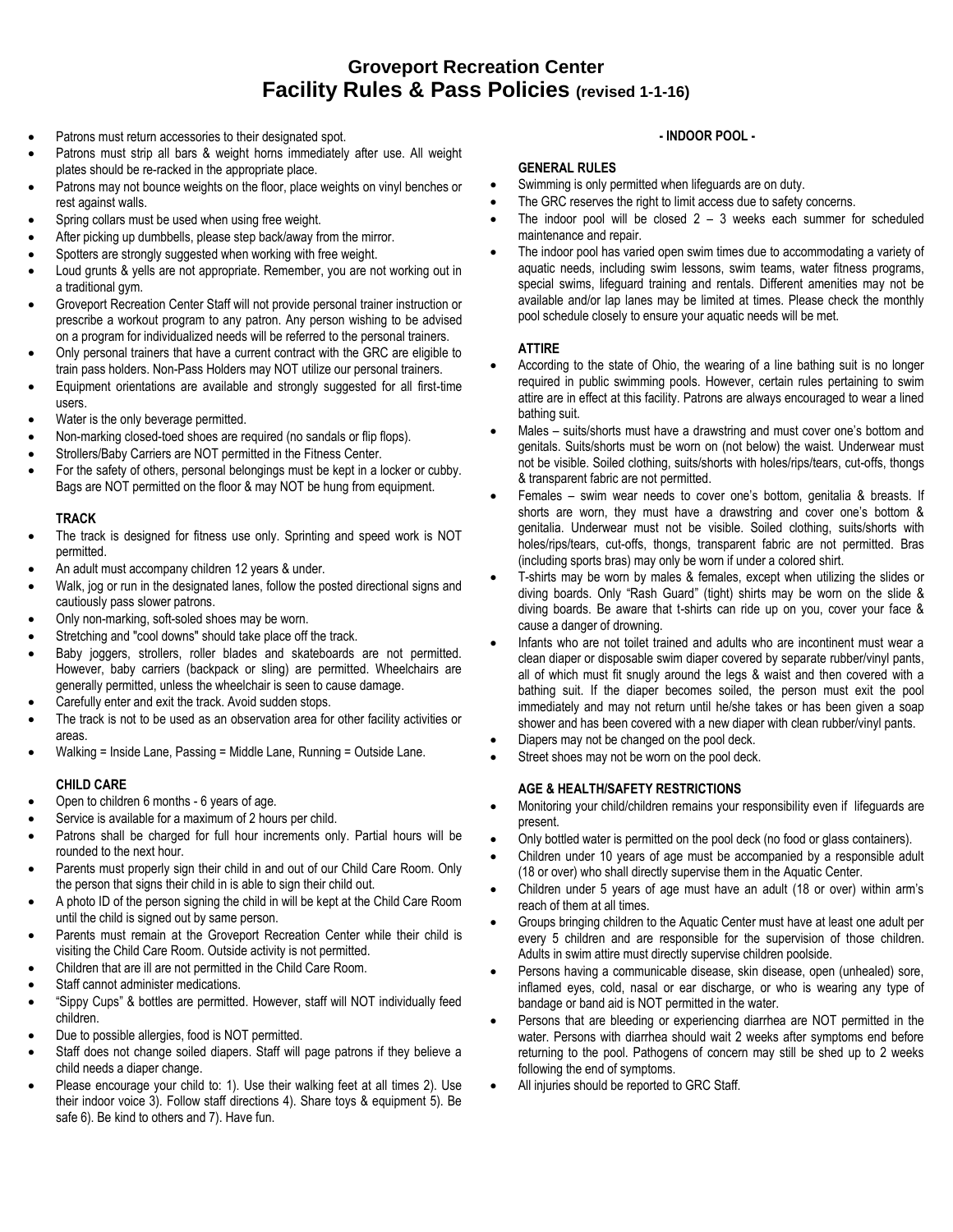# Groveport Recreation Center
## Facility Rules & Pass Policies (revised 1-1-16)

- Patrons must return accessories to their designated spot.
- Patrons must strip all bars & weight horns immediately after use. All weight plates should be re-racked in the appropriate place.
- Patrons may not bounce weights on the floor, place weights on vinyl benches or rest against walls.
- Spring collars must be used when using free weight.
- After picking up dumbbells, please step back/away from the mirror.
- Spotters are strongly suggested when working with free weight.
- Loud grunts & yells are not appropriate. Remember, you are not working out in a traditional gym.
- Groveport Recreation Center Staff will not provide personal trainer instruction or prescribe a workout program to any patron. Any person wishing to be advised on a program for individualized needs will be referred to the personal trainers.
- Only personal trainers that have a current contract with the GRC are eligible to train pass holders. Non-Pass Holders may NOT utilize our personal trainers.
- Equipment orientations are available and strongly suggested for all first-time users.
- Water is the only beverage permitted.
- Non-marking closed-toed shoes are required (no sandals or flip flops).
- Strollers/Baby Carriers are NOT permitted in the Fitness Center.
- For the safety of others, personal belongings must be kept in a locker or cubby. Bags are NOT permitted on the floor & may NOT be hung from equipment.

#### TRACK

- The track is designed for fitness use only. Sprinting and speed work is NOT permitted.
- An adult must accompany children 12 years & under.
- Walk, jog or run in the designated lanes, follow the posted directional signs and cautiously pass slower patrons.
- Only non-marking, soft-soled shoes may be worn.
- Stretching and "cool downs" should take place off the track.
- Baby joggers, strollers, roller blades and skateboards are not permitted. However, baby carriers (backpack or sling) are permitted. Wheelchairs are generally permitted, unless the wheelchair is seen to cause damage.
- Carefully enter and exit the track. Avoid sudden stops.
- The track is not to be used as an observation area for other facility activities or areas.
- Walking = Inside Lane, Passing = Middle Lane, Running = Outside Lane.

#### CHILD CARE

- Open to children 6 months - 6 years of age.
- Service is available for a maximum of 2 hours per child.
- Patrons shall be charged for full hour increments only. Partial hours will be rounded to the next hour.
- Parents must properly sign their child in and out of our Child Care Room. Only the person that signs their child in is able to sign their child out.
- A photo ID of the person signing the child in will be kept at the Child Care Room until the child is signed out by same person.
- Parents must remain at the Groveport Recreation Center while their child is visiting the Child Care Room. Outside activity is not permitted.
- Children that are ill are not permitted in the Child Care Room.
- Staff cannot administer medications.
- "Sippy Cups" & bottles are permitted. However, staff will NOT individually feed children.
- Due to possible allergies, food is NOT permitted.
- Staff does not change soiled diapers. Staff will page patrons if they believe a child needs a diaper change.
- Please encourage your child to: 1). Use their walking feet at all times 2). Use their indoor voice 3). Follow staff directions 4). Share toys & equipment 5). Be safe 6). Be kind to others and 7). Have fun.

### - INDOOR POOL -

#### GENERAL RULES

- Swimming is only permitted when lifeguards are on duty.
- The GRC reserves the right to limit access due to safety concerns.
- The indoor pool will be closed 2 – 3 weeks each summer for scheduled maintenance and repair.
- The indoor pool has varied open swim times due to accommodating a variety of aquatic needs, including swim lessons, swim teams, water fitness programs, special swims, lifeguard training and rentals. Different amenities may not be available and/or lap lanes may be limited at times. Please check the monthly pool schedule closely to ensure your aquatic needs will be met.

#### ATTIRE

- According to the state of Ohio, the wearing of a line bathing suit is no longer required in public swimming pools. However, certain rules pertaining to swim attire are in effect at this facility. Patrons are always encouraged to wear a lined bathing suit.
- Males – suits/shorts must have a drawstring and must cover one's bottom and genitals. Suits/shorts must be worn on (not below) the waist. Underwear must not be visible. Soiled clothing, suits/shorts with holes/rips/tears, cut-offs, thongs & transparent fabric are not permitted.
- Females – swim wear needs to cover one's bottom, genitalia & breasts. If shorts are worn, they must have a drawstring and cover one's bottom & genitalia. Underwear must not be visible. Soiled clothing, suits/shorts with holes/rips/tears, cut-offs, thongs, transparent fabric are not permitted. Bras (including sports bras) may only be worn if under a colored shirt.
- T-shirts may be worn by males & females, except when utilizing the slides or diving boards. Only "Rash Guard" (tight) shirts may be worn on the slide & diving boards. Be aware that t-shirts can ride up on you, cover your face & cause a danger of drowning.
- Infants who are not toilet trained and adults who are incontinent must wear a clean diaper or disposable swim diaper covered by separate rubber/vinyl pants, all of which must fit snugly around the legs & waist and then covered with a bathing suit. If the diaper becomes soiled, the person must exit the pool immediately and may not return until he/she takes or has been given a soap shower and has been covered with a new diaper with clean rubber/vinyl pants.
- Diapers may not be changed on the pool deck.
- Street shoes may not be worn on the pool deck.

#### AGE & HEALTH/SAFETY RESTRICTIONS

- Monitoring your child/children remains your responsibility even if lifeguards are present.
- Only bottled water is permitted on the pool deck (no food or glass containers).
- Children under 10 years of age must be accompanied by a responsible adult (18 or over) who shall directly supervise them in the Aquatic Center.
- Children under 5 years of age must have an adult (18 or over) within arm's reach of them at all times.
- Groups bringing children to the Aquatic Center must have at least one adult per every 5 children and are responsible for the supervision of those children. Adults in swim attire must directly supervise children poolside.
- Persons having a communicable disease, skin disease, open (unhealed) sore, inflamed eyes, cold, nasal or ear discharge, or who is wearing any type of bandage or band aid is NOT permitted in the water.
- Persons that are bleeding or experiencing diarrhea are NOT permitted in the water. Persons with diarrhea should wait 2 weeks after symptoms end before returning to the pool. Pathogens of concern may still be shed up to 2 weeks following the end of symptoms.
- All injuries should be reported to GRC Staff.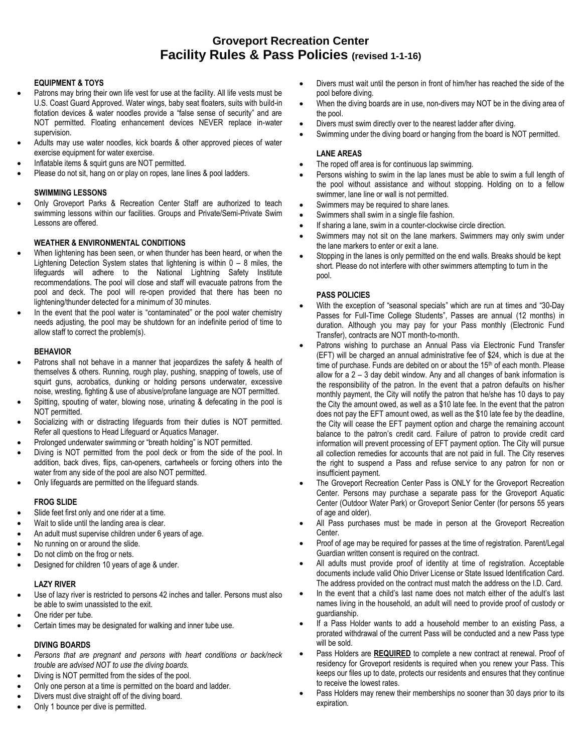# Groveport Recreation Center

## Facility Rules & Pass Policies (revised 1-1-16)

### EQUIPMENT & TOYS

- Patrons may bring their own life vest for use at the facility. All life vests must be U.S. Coast Guard Approved. Water wings, baby seat floaters, suits with build-in flotation devices & water noodles provide a "false sense of security" and are NOT permitted. Floating enhancement devices NEVER replace in-water supervision.
- Adults may use water noodles, kick boards & other approved pieces of water exercise equipment for water exercise.
- Inflatable items & squirt guns are NOT permitted.
- Please do not sit, hang on or play on ropes, lane lines & pool ladders.

### SWIMMING LESSONS

- Only Groveport Parks & Recreation Center Staff are authorized to teach swimming lessons within our facilities. Groups and Private/Semi-Private Swim Lessons are offered.

### WEATHER & ENVIRONMENTAL CONDITIONS

- When lightening has been seen, or when thunder has been heard, or when the Lightening Detection System states that lightening is within 0 – 8 miles, the lifeguards will adhere to the National Lightning Safety Institute recommendations. The pool will close and staff will evacuate patrons from the pool and deck. The pool will re-open provided that there has been no lightening/thunder detected for a minimum of 30 minutes.
- In the event that the pool water is "contaminated" or the pool water chemistry needs adjusting, the pool may be shutdown for an indefinite period of time to allow staff to correct the problem(s).

### BEHAVIOR

- Patrons shall not behave in a manner that jeopardizes the safety & health of themselves & others. Running, rough play, pushing, snapping of towels, use of squirt guns, acrobatics, dunking or holding persons underwater, excessive noise, wresting, fighting & use of abusive/profane language are NOT permitted.
- Spitting, spouting of water, blowing nose, urinating & defecating in the pool is NOT permitted.
- Socializing with or distracting lifeguards from their duties is NOT permitted. Refer all questions to Head Lifeguard or Aquatics Manager.
- Prolonged underwater swimming or "breath holding" is NOT permitted.
- Diving is NOT permitted from the pool deck or from the side of the pool. In addition, back dives, flips, can-openers, cartwheels or forcing others into the water from any side of the pool are also NOT permitted.
- Only lifeguards are permitted on the lifeguard stands.

### FROG SLIDE

- Slide feet first only and one rider at a time.
- Wait to slide until the landing area is clear.
- An adult must supervise children under 6 years of age.
- No running on or around the slide.
- Do not climb on the frog or nets.
- Designed for children 10 years of age & under.

### LAZY RIVER

- Use of lazy river is restricted to persons 42 inches and taller. Persons must also be able to swim unassisted to the exit.
- One rider per tube.
- Certain times may be designated for walking and inner tube use.

### DIVING BOARDS

- *Persons that are pregnant and persons with heart conditions or back/neck trouble are advised NOT to use the diving boards.*
- Diving is NOT permitted from the sides of the pool.
- Only one person at a time is permitted on the board and ladder.
- Divers must dive straight off of the diving board.
- Only 1 bounce per dive is permitted.
- Divers must wait until the person in front of him/her has reached the side of the pool before diving.
- When the diving boards are in use, non-divers may NOT be in the diving area of the pool.
- Divers must swim directly over to the nearest ladder after diving.
- Swimming under the diving board or hanging from the board is NOT permitted.

### LANE AREAS

- The roped off area is for continuous lap swimming.
- Persons wishing to swim in the lap lanes must be able to swim a full length of the pool without assistance and without stopping. Holding on to a fellow swimmer, lane line or wall is not permitted.
- Swimmers may be required to share lanes.
- Swimmers shall swim in a single file fashion.
- If sharing a lane, swim in a counter-clockwise circle direction.
- Swimmers may not sit on the lane markers. Swimmers may only swim under the lane markers to enter or exit a lane.
- Stopping in the lanes is only permitted on the end walls. Breaks should be kept short. Please do not interfere with other swimmers attempting to turn in the pool.

### PASS POLICIES

- With the exception of "seasonal specials" which are run at times and "30-Day Passes for Full-Time College Students", Passes are annual (12 months) in duration. Although you may pay for your Pass monthly (Electronic Fund Transfer), contracts are NOT month-to-month.
- Patrons wishing to purchase an Annual Pass via Electronic Fund Transfer (EFT) will be charged an annual administrative fee of $24, which is due at the time of purchase. Funds are debited on or about the 15th of each month. Please allow for a 2 – 3 day debit window. Any and all changes of bank information is the responsibility of the patron. In the event that a patron defaults on his/her monthly payment, the City will notify the patron that he/she has 10 days to pay the City the amount owed, as well as a $10 late fee. In the event that the patron does not pay the EFT amount owed, as well as the $10 late fee by the deadline, the City will cease the EFT payment option and charge the remaining account balance to the patron's credit card. Failure of patron to provide credit card information will prevent processing of EFT payment option. The City will pursue all collection remedies for accounts that are not paid in full. The City reserves the right to suspend a Pass and refuse service to any patron for non or insufficient payment.
- The Groveport Recreation Center Pass is ONLY for the Groveport Recreation Center. Persons may purchase a separate pass for the Groveport Aquatic Center (Outdoor Water Park) or Groveport Senior Center (for persons 55 years of age and older).
- All Pass purchases must be made in person at the Groveport Recreation Center.
- Proof of age may be required for passes at the time of registration. Parent/Legal Guardian written consent is required on the contract.
- All adults must provide proof of identity at time of registration. Acceptable documents include valid Ohio Driver License or State Issued Identification Card. The address provided on the contract must match the address on the I.D. Card.
- In the event that a child's last name does not match either of the adult's last names living in the household, an adult will need to provide proof of custody or guardianship.
- If a Pass Holder wants to add a household member to an existing Pass, a prorated withdrawal of the current Pass will be conducted and a new Pass type will be sold.
- Pass Holders are **REQUIRED** to complete a new contract at renewal. Proof of residency for Groveport residents is required when you renew your Pass. This keeps our files up to date, protects our residents and ensures that they continue to receive the lowest rates.
- Pass Holders may renew their memberships no sooner than 30 days prior to its expiration.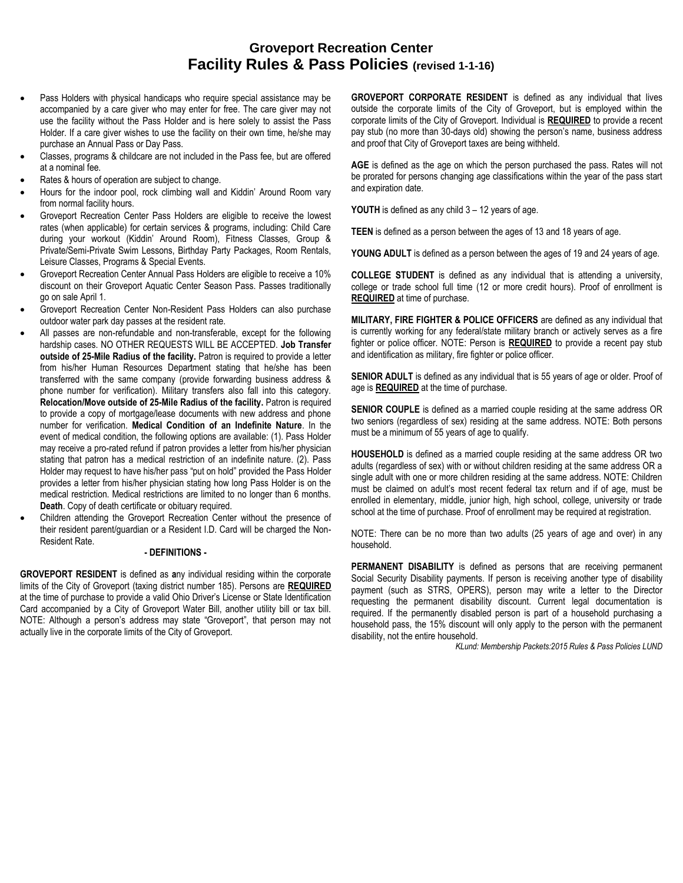# Groveport Recreation Center
## Facility Rules & Pass Policies (revised 1-1-16)

- Pass Holders with physical handicaps who require special assistance may be accompanied by a care giver who may enter for free. The care giver may not use the facility without the Pass Holder and is here solely to assist the Pass Holder. If a care giver wishes to use the facility on their own time, he/she may purchase an Annual Pass or Day Pass.
- Classes, programs & childcare are not included in the Pass fee, but are offered at a nominal fee.
- Rates & hours of operation are subject to change.
- Hours for the indoor pool, rock climbing wall and Kiddin' Around Room vary from normal facility hours.
- Groveport Recreation Center Pass Holders are eligible to receive the lowest rates (when applicable) for certain services & programs, including: Child Care during your workout (Kiddin' Around Room), Fitness Classes, Group & Private/Semi-Private Swim Lessons, Birthday Party Packages, Room Rentals, Leisure Classes, Programs & Special Events.
- Groveport Recreation Center Annual Pass Holders are eligible to receive a 10% discount on their Groveport Aquatic Center Season Pass. Passes traditionally go on sale April 1.
- Groveport Recreation Center Non-Resident Pass Holders can also purchase outdoor water park day passes at the resident rate.
- All passes are non-refundable and non-transferable, except for the following hardship cases. NO OTHER REQUESTS WILL BE ACCEPTED. **Job Transfer outside of 25-Mile Radius of the facility.** Patron is required to provide a letter from his/her Human Resources Department stating that he/she has been transferred with the same company (provide forwarding business address & phone number for verification). Military transfers also fall into this category. **Relocation/Move outside of 25-Mile Radius of the facility.** Patron is required to provide a copy of mortgage/lease documents with new address and phone number for verification. **Medical Condition of an Indefinite Nature**. In the event of medical condition, the following options are available: (1). Pass Holder may receive a pro-rated refund if patron provides a letter from his/her physician stating that patron has a medical restriction of an indefinite nature. (2). Pass Holder may request to have his/her pass "put on hold" provided the Pass Holder provides a letter from his/her physician stating how long Pass Holder is on the medical restriction. Medical restrictions are limited to no longer than 6 months. **Death**. Copy of death certificate or obituary required.
- Children attending the Groveport Recreation Center without the presence of their resident parent/guardian or a Resident I.D. Card will be charged the Non-Resident Rate.

**- DEFINITIONS -**

**GROVEPORT RESIDENT** is defined as any individual residing within the corporate limits of the City of Groveport (taxing district number 185). Persons are **REQUIRED** at the time of purchase to provide a valid Ohio Driver's License or State Identification Card accompanied by a City of Groveport Water Bill, another utility bill or tax bill. NOTE: Although a person's address may state "Groveport", that person may not actually live in the corporate limits of the City of Groveport.

**GROVEPORT CORPORATE RESIDENT** is defined as any individual that lives outside the corporate limits of the City of Groveport, but is employed within the corporate limits of the City of Groveport. Individual is **REQUIRED** to provide a recent pay stub (no more than 30-days old) showing the person's name, business address and proof that City of Groveport taxes are being withheld.

**AGE** is defined as the age on which the person purchased the pass. Rates will not be prorated for persons changing age classifications within the year of the pass start and expiration date.

**YOUTH** is defined as any child 3 – 12 years of age.

**TEEN** is defined as a person between the ages of 13 and 18 years of age.

**YOUNG ADULT** is defined as a person between the ages of 19 and 24 years of age.

**COLLEGE STUDENT** is defined as any individual that is attending a university, college or trade school full time (12 or more credit hours). Proof of enrollment is **REQUIRED** at time of purchase.

**MILITARY, FIRE FIGHTER & POLICE OFFICERS** are defined as any individual that is currently working for any federal/state military branch or actively serves as a fire fighter or police officer. NOTE: Person is **REQUIRED** to provide a recent pay stub and identification as military, fire fighter or police officer.

**SENIOR ADULT** is defined as any individual that is 55 years of age or older. Proof of age is **REQUIRED** at the time of purchase.

**SENIOR COUPLE** is defined as a married couple residing at the same address OR two seniors (regardless of sex) residing at the same address. NOTE: Both persons must be a minimum of 55 years of age to qualify.

**HOUSEHOLD** is defined as a married couple residing at the same address OR two adults (regardless of sex) with or without children residing at the same address OR a single adult with one or more children residing at the same address. NOTE: Children must be claimed on adult's most recent federal tax return and if of age, must be enrolled in elementary, middle, junior high, high school, college, university or trade school at the time of purchase. Proof of enrollment may be required at registration.

NOTE: There can be no more than two adults (25 years of age and over) in any household.

**PERMANENT DISABILITY** is defined as persons that are receiving permanent Social Security Disability payments. If person is receiving another type of disability payment (such as STRS, OPERS), person may write a letter to the Director requesting the permanent disability discount. Current legal documentation is required. If the permanently disabled person is part of a household purchasing a household pass, the 15% discount will only apply to the person with the permanent disability, not the entire household.

*KLund: Membership Packets:2015 Rules & Pass Policies LUND*